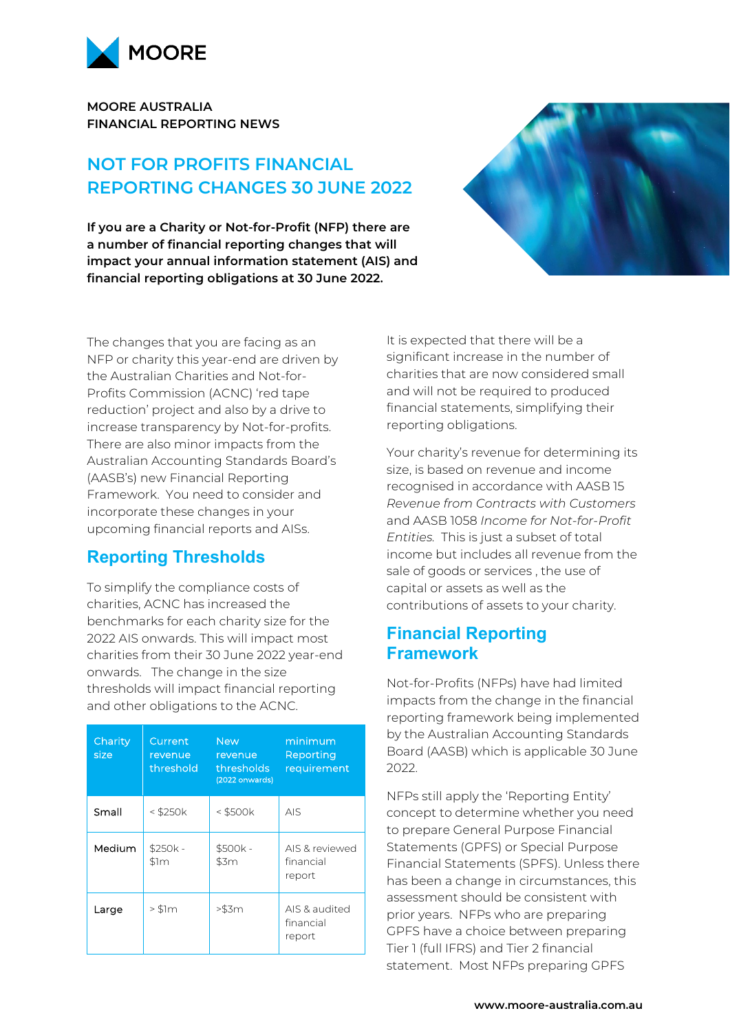MOORE AUSTRALIA
FINANCIAL REPORTING NEWS

# NOT FOR PROFITS FINANCIAL REPORTING CHANGES 30 JUNE 2022

**If you are a Charity or Not-for-Profit (NFP) there are a number of financial reporting changes that will impact your annual information statement (AIS) and financial reporting obligations at 30 June 2022.**

The changes that you are facing as an NFP or charity this year-end are driven by the Australian Charities and Not-for-Profits Commission (ACNC) 'red tape reduction' project and also by a drive to increase transparency by Not-for-profits. There are also minor impacts from the Australian Accounting Standards Board's (AASB's) new Financial Reporting Framework. You need to consider and incorporate these changes in your upcoming financial reports and AISs.

## Reporting Thresholds

To simplify the compliance costs of charities, ACNC has increased the benchmarks for each charity size for the 2022 AIS onwards. This will impact most charities from their 30 June 2022 year-end onwards. The change in the size thresholds will impact financial reporting and other obligations to the ACNC.

| Charity size | Current revenue threshold | New revenue thresholds (2022 onwards) | minimum Reporting requirement |
|---|---|---|---|
| Small | < $250k | < $500k | AIS |
| Medium | $250k - $1m | $500k - $3m | AIS & reviewed financial report |
| Large | > $1m | >$3m | AIS & audited financial report |

It is expected that there will be a significant increase in the number of charities that are now considered small and will not be required to produced financial statements, simplifying their reporting obligations.

Your charity's revenue for determining its size, is based on revenue and income recognised in accordance with AASB 15 *Revenue from Contracts with Customers* and AASB 1058 *Income for Not-for-Profit Entities.* This is just a subset of total income but includes all revenue from the sale of goods or services , the use of capital or assets as well as the contributions of assets to your charity.

## Financial Reporting Framework

Not-for-Profits (NFPs) have had limited impacts from the change in the financial reporting framework being implemented by the Australian Accounting Standards Board (AASB) which is applicable 30 June 2022.

NFPs still apply the 'Reporting Entity' concept to determine whether you need to prepare General Purpose Financial Statements (GPFS) or Special Purpose Financial Statements (SPFS). Unless there has been a change in circumstances, this assessment should be consistent with prior years. NFPs who are preparing GPFS have a choice between preparing Tier 1 (full IFRS) and Tier 2 financial statement. Most NFPs preparing GPFS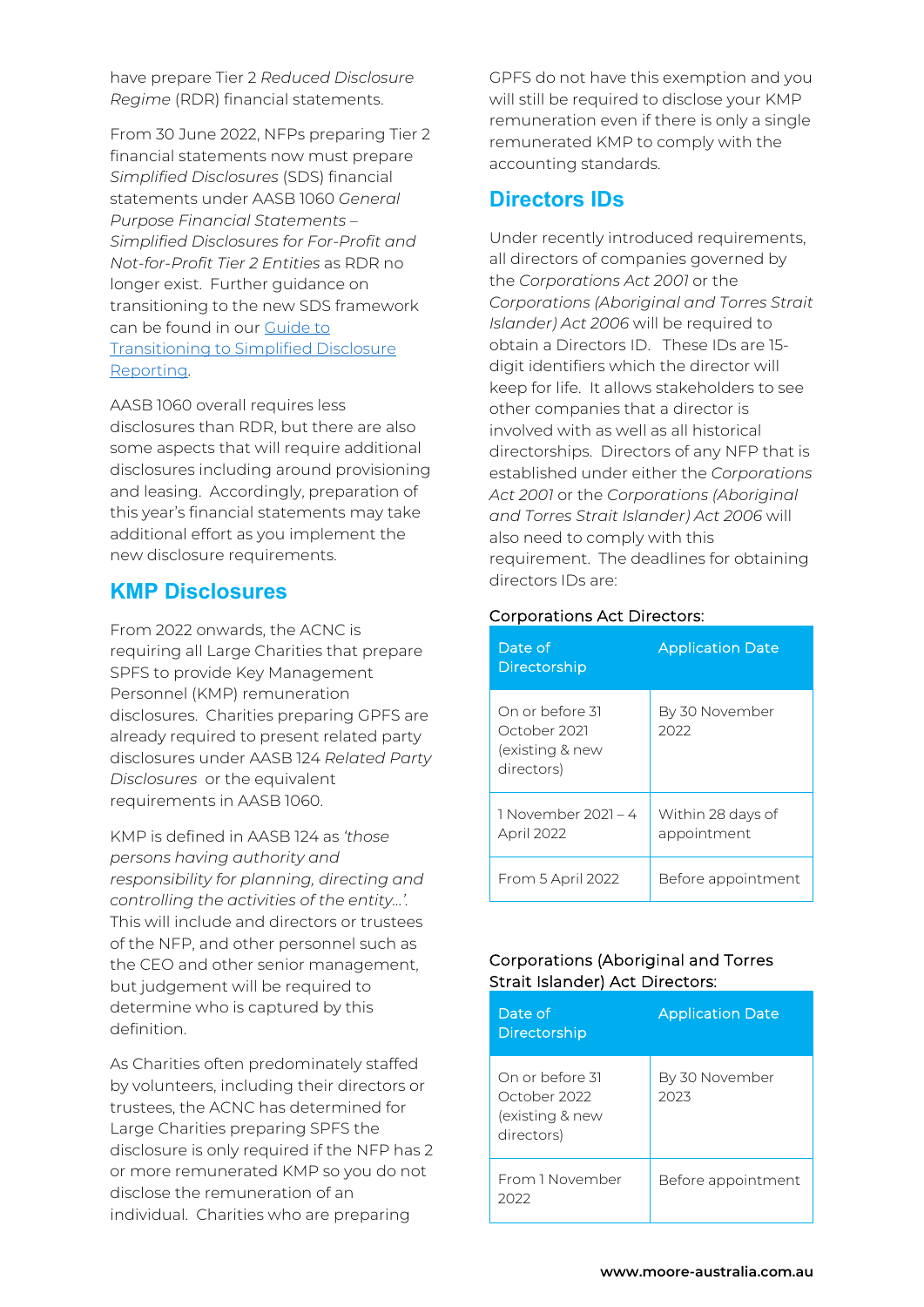have prepare Tier 2 *Reduced Disclosure Regime* (RDR) financial statements.

From 30 June 2022, NFPs preparing Tier 2 financial statements now must prepare *Simplified Disclosures* (SDS) financial statements under AASB 1060 *General Purpose Financial Statements – Simplified Disclosures for For-Profit and Not-for-Profit Tier 2 Entities* as RDR no longer exist. Further guidance on transitioning to the new SDS framework can be found in our Guide to Transitioning to Simplified Disclosure Reporting.

AASB 1060 overall requires less disclosures than RDR, but there are also some aspects that will require additional disclosures including around provisioning and leasing. Accordingly, preparation of this year's financial statements may take additional effort as you implement the new disclosure requirements.

## KMP Disclosures

From 2022 onwards, the ACNC is requiring all Large Charities that prepare SPFS to provide Key Management Personnel (KMP) remuneration disclosures. Charities preparing GPFS are already required to present related party disclosures under AASB 124 *Related Party Disclosures* or the equivalent requirements in AASB 1060.

KMP is defined in AASB 124 as *'those persons having authority and responsibility for planning, directing and controlling the activities of the entity…'*. This will include and directors or trustees of the NFP, and other personnel such as the CEO and other senior management, but judgement will be required to determine who is captured by this definition.

As Charities often predominately staffed by volunteers, including their directors or trustees, the ACNC has determined for Large Charities preparing SPFS the disclosure is only required if the NFP has 2 or more remunerated KMP so you do not disclose the remuneration of an individual. Charities who are preparing GPFS do not have this exemption and you will still be required to disclose your KMP remuneration even if there is only a single remunerated KMP to comply with the accounting standards.

## Directors IDs

Under recently introduced requirements, all directors of companies governed by the *Corporations Act 2001* or the *Corporations (Aboriginal and Torres Strait Islander) Act 2006* will be required to obtain a Directors ID. These IDs are 15-digit identifiers which the director will keep for life. It allows stakeholders to see other companies that a director is involved with as well as all historical directorships. Directors of any NFP that is established under either the *Corporations Act 2001* or the *Corporations (Aboriginal and Torres Strait Islander) Act 2006* will also need to comply with this requirement. The deadlines for obtaining directors IDs are:

Corporations Act Directors:

| Date of Directorship | Application Date |
|---|---|
| On or before 31 October 2021 (existing & new directors) | By 30 November 2022 |
| 1 November 2021 – 4 April 2022 | Within 28 days of appointment |
| From 5 April 2022 | Before appointment |

Corporations (Aboriginal and Torres Strait Islander) Act Directors:

| Date of Directorship | Application Date |
|---|---|
| On or before 31 October 2022 (existing & new directors) | By 30 November 2023 |
| From 1 November 2022 | Before appointment |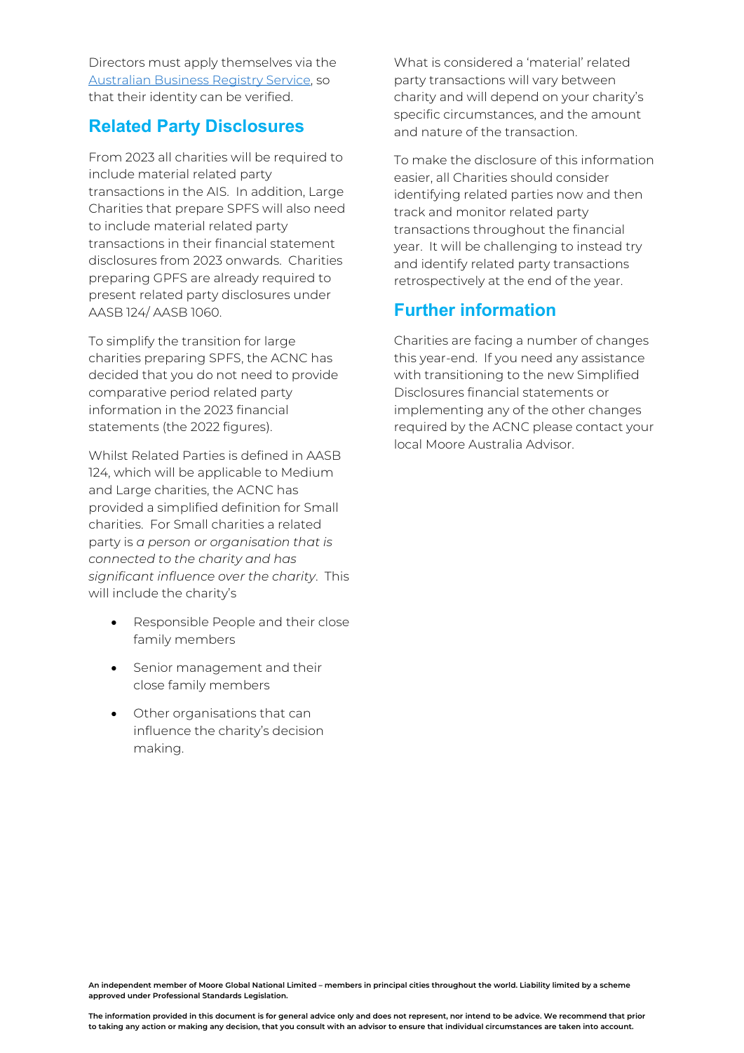Directors must apply themselves via the [Australian Business Registry Service](Australian Business Registry Service), so that their identity can be verified.

## Related Party Disclosures

From 2023 all charities will be required to include material related party transactions in the AIS. In addition, Large Charities that prepare SPFS will also need to include material related party transactions in their financial statement disclosures from 2023 onwards. Charities preparing GPFS are already required to present related party disclosures under AASB 124/ AASB 1060.

To simplify the transition for large charities preparing SPFS, the ACNC has decided that you do not need to provide comparative period related party information in the 2023 financial statements (the 2022 figures).

Whilst Related Parties is defined in AASB 124, which will be applicable to Medium and Large charities, the ACNC has provided a simplified definition for Small charities. For Small charities a related party is *a person or organisation that is connected to the charity and has significant influence over the charity*. This will include the charity's

- Responsible People and their close family members
- Senior management and their close family members
- Other organisations that can influence the charity's decision making.

What is considered a 'material' related party transactions will vary between charity and will depend on your charity's specific circumstances, and the amount and nature of the transaction.

To make the disclosure of this information easier, all Charities should consider identifying related parties now and then track and monitor related party transactions throughout the financial year. It will be challenging to instead try and identify related party transactions retrospectively at the end of the year.

## Further information

Charities are facing a number of changes this year-end. If you need any assistance with transitioning to the new Simplified Disclosures financial statements or implementing any of the other changes required by the ACNC please contact your local Moore Australia Advisor.

**An independent member of Moore Global National Limited – members in principal cities throughout the world. Liability limited by a scheme approved under Professional Standards Legislation.**

**The information provided in this document is for general advice only and does not represent, nor intend to be advice. We recommend that prior to taking any action or making any decision, that you consult with an advisor to ensure that individual circumstances are taken into account.**